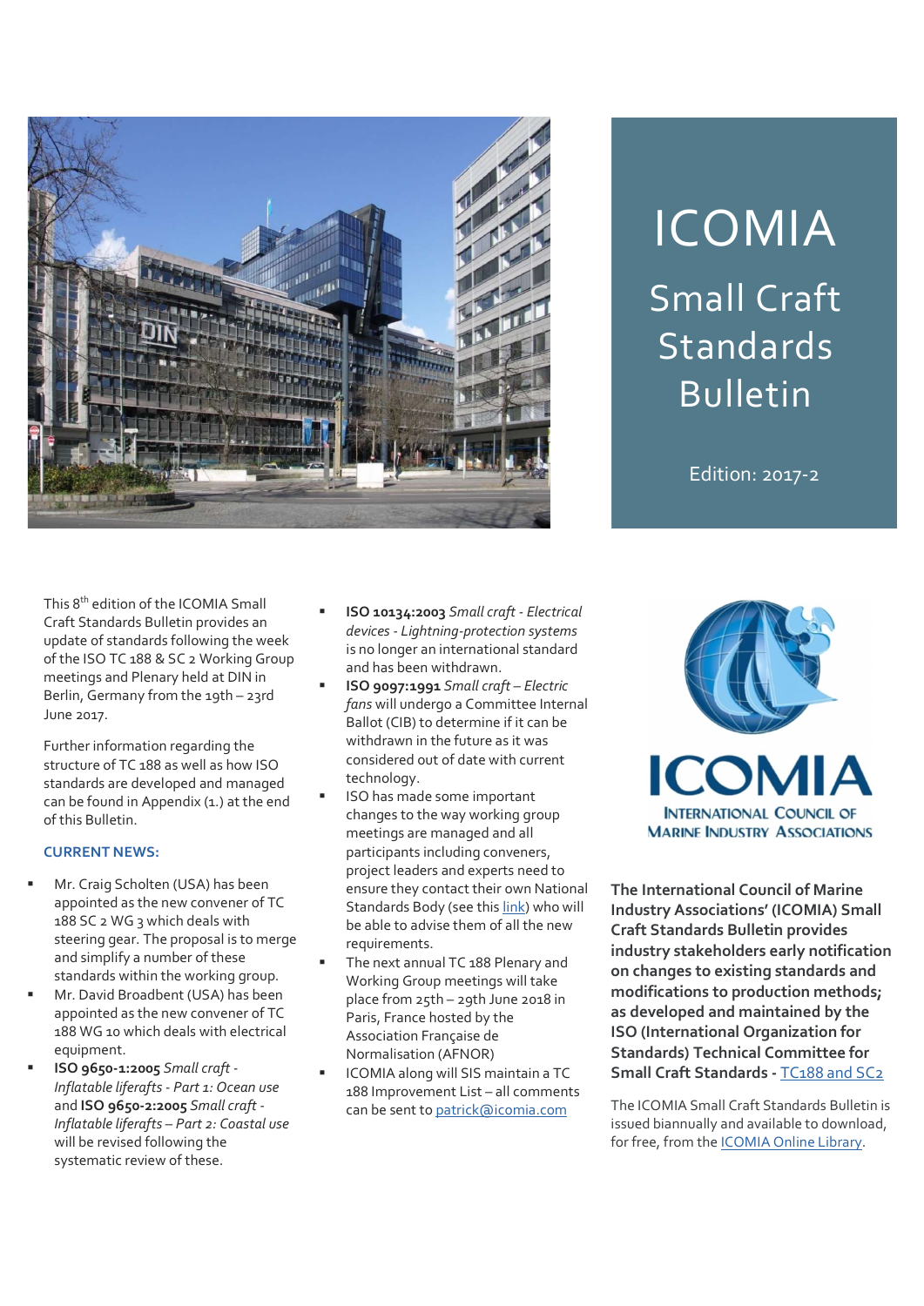# ICOMIA

## Small Craft Standards Bulletin

Edition: 2017-2

This 8th edition of the ICOMIA Small Craft Standards Bulletin provides an update of standards following the week of the ISO TC 188 & SC 2 Working Group meetings and Plenary held at DIN in Berlin, Germany from the 19th – 23rd June 2017.

Further information regarding the structure of TC 188 as well as how ISO standards are developed and managed can be found in Appendix (1.) at the end of this Bulletin.

### CURRENT NEWS:

- Mr. Craig Scholten (USA) has been appointed as the new convener of TC 188 SC 2 WG 3 which deals with steering gear. The proposal is to merge and simplify a number of these standards within the working group.
- Mr. David Broadbent (USA) has been appointed as the new convener of TC 188 WG 10 which deals with electrical equipment.
- **ISO 9650-1:2005** *Small craft - Inflatable liferafts - Part 1: Ocean use* and **ISO 9650-2:2005** *Small craft - Inflatable liferafts – Part 2: Coastal use* will be revised following the systematic review of these.
- **ISO 10134:2003** *Small craft - Electrical devices - Lightning-protection systems* is no longer an international standard and has been withdrawn.
- **ISO 9097:1991** *Small craft – Electric fans* will undergo a Committee Internal Ballot (CIB) to determine if it can be withdrawn in the future as it was considered out of date with current technology.
- ISO has made some important changes to the way working group meetings are managed and all participants including conveners, project leaders and experts need to ensure they contact their own National Standards Body (see this link) who will be able to advise them of all the new requirements.
- The next annual TC 188 Plenary and Working Group meetings will take place from 25th – 29th June 2018 in Paris, France hosted by the Association Française de Normalisation (AFNOR)
- ICOMIA along will SIS maintain a TC 188 Improvement List – all comments can be sent to patrick@icomia.com

ICOMIA
INTERNATIONAL COUNCIL OF MARINE INDUSTRY ASSOCIATIONS

**The International Council of Marine Industry Associations' (ICOMIA) Small Craft Standards Bulletin provides industry stakeholders early notification on changes to existing standards and modifications to production methods; as developed and maintained by the ISO (International Organization for Standards) Technical Committee for Small Craft Standards -** TC188 and SC2

The ICOMIA Small Craft Standards Bulletin is issued biannually and available to download, for free, from the ICOMIA Online Library.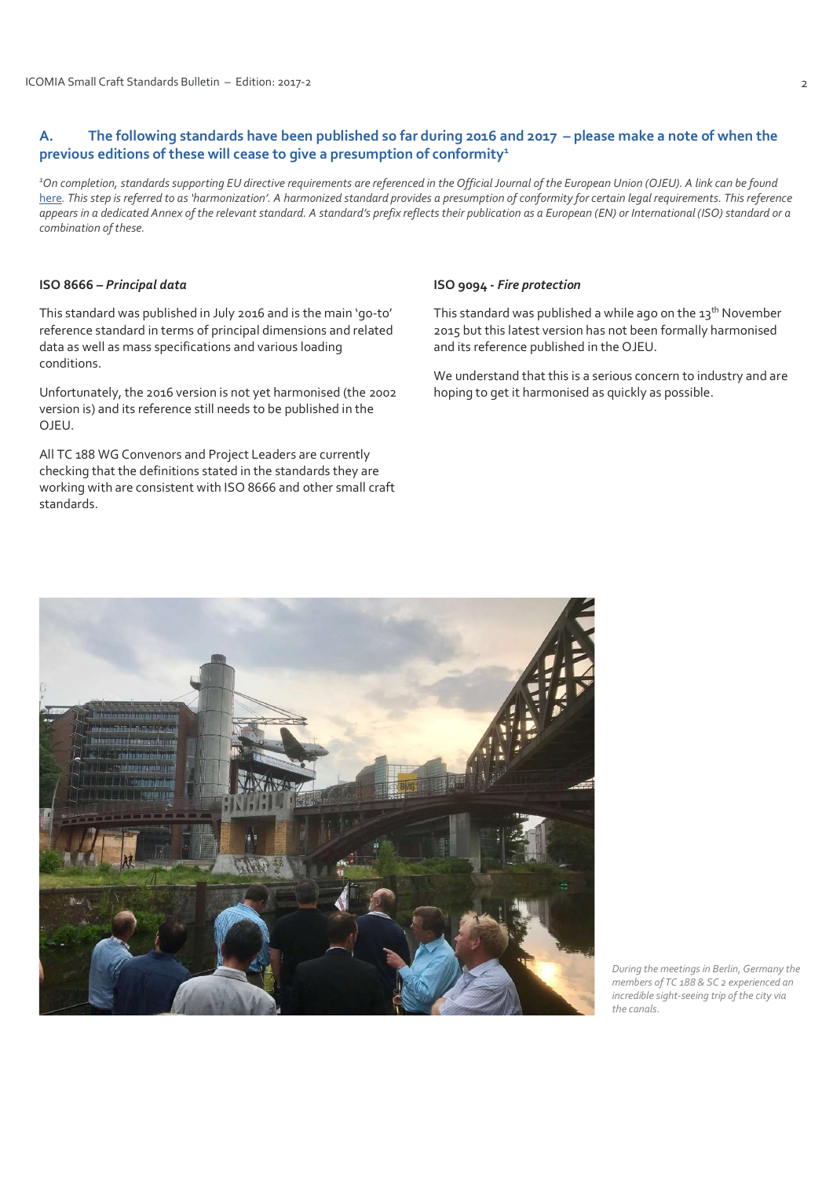## A. The following standards have been published so far during 2016 and 2017 – please make a note of when the previous editions of these will cease to give a presumption of conformity[1]

*[1]On completion, standards supporting EU directive requirements are referenced in the Official Journal of the European Union (OJEU). A link can be found here. This step is referred to as 'harmonization'. A harmonized standard provides a presumption of conformity for certain legal requirements. This reference appears in a dedicated Annex of the relevant standard. A standard's prefix reflects their publication as a European (EN) or International (ISO) standard or a combination of these.*

### ISO 8666 – *Principal data*

This standard was published in July 2016 and is the main 'go-to' reference standard in terms of principal dimensions and related data as well as mass specifications and various loading conditions.

Unfortunately, the 2016 version is not yet harmonised (the 2002 version is) and its reference still needs to be published in the OJEU.

All TC 188 WG Convenors and Project Leaders are currently checking that the definitions stated in the standards they are working with are consistent with ISO 8666 and other small craft standards.

### ISO 9094 - *Fire protection*

This standard was published a while ago on the 13th November 2015 but this latest version has not been formally harmonised and its reference published in the OJEU.

We understand that this is a serious concern to industry and are hoping to get it harmonised as quickly as possible.

*During the meetings in Berlin, Germany the members of TC 188 & SC 2 experienced an incredible sight-seeing trip of the city via the canals.*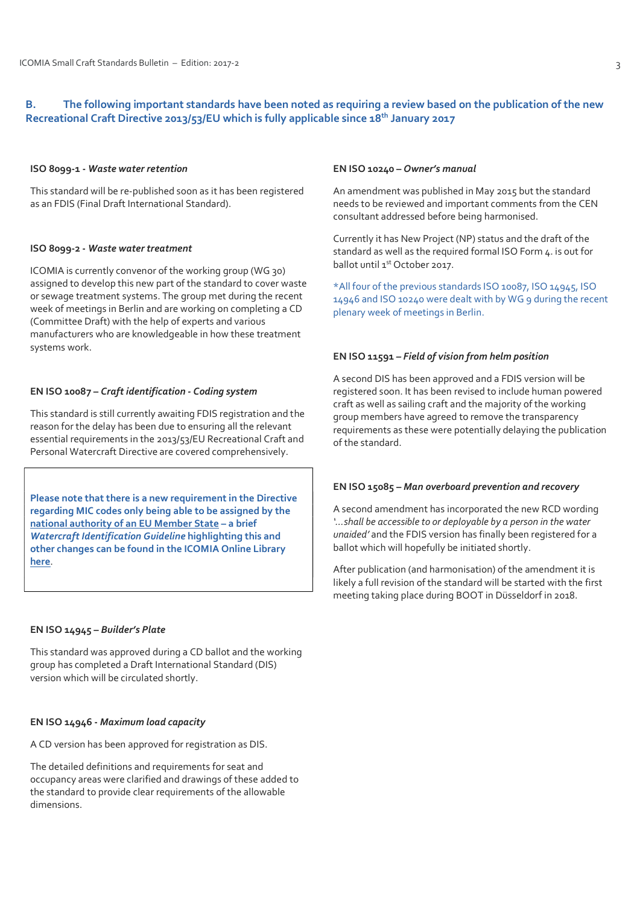## B. The following important standards have been noted as requiring a review based on the publication of the new Recreational Craft Directive 2013/53/EU which is fully applicable since 18th January 2017

### ISO 8099-1 - *Waste water retention*

This standard will be re-published soon as it has been registered as an FDIS (Final Draft International Standard).

### ISO 8099-2 - *Waste water treatment*

ICOMIA is currently convenor of the working group (WG 30) assigned to develop this new part of the standard to cover waste or sewage treatment systems. The group met during the recent week of meetings in Berlin and are working on completing a CD (Committee Draft) with the help of experts and various manufacturers who are knowledgeable in how these treatment systems work.

### EN ISO 10087 – *Craft identification - Coding system*

This standard is still currently awaiting FDIS registration and the reason for the delay has been due to ensuring all the relevant essential requirements in the 2013/53/EU Recreational Craft and Personal Watercraft Directive are covered comprehensively.

**Please note that there is a new requirement in the Directive regarding MIC codes only being able to be assigned by the national authority of an EU Member State – a brief *Watercraft Identification Guideline* highlighting this and other changes can be found in the ICOMIA Online Library here.**

### EN ISO 14945 – *Builder's Plate*

This standard was approved during a CD ballot and the working group has completed a Draft International Standard (DIS) version which will be circulated shortly.

### EN ISO 14946 - *Maximum load capacity*

A CD version has been approved for registration as DIS.

The detailed definitions and requirements for seat and occupancy areas were clarified and drawings of these added to the standard to provide clear requirements of the allowable dimensions.

### EN ISO 10240 – *Owner's manual*

An amendment was published in May 2015 but the standard needs to be reviewed and important comments from the CEN consultant addressed before being harmonised.

Currently it has New Project (NP) status and the draft of the standard as well as the required formal ISO Form 4. is out for ballot until 1st October 2017.

*All four of the previous standards ISO 10087, ISO 14945, ISO 14946 and ISO 10240 were dealt with by WG 9 during the recent plenary week of meetings in Berlin.

### EN ISO 11591 – *Field of vision from helm position*

A second DIS has been approved and a FDIS version will be registered soon. It has been revised to include human powered craft as well as sailing craft and the majority of the working group members have agreed to remove the transparency requirements as these were potentially delaying the publication of the standard.

### EN ISO 15085 – *Man overboard prevention and recovery*

A second amendment has incorporated the new RCD wording *'...shall be accessible to or deployable by a person in the water unaided'* and the FDIS version has finally been registered for a ballot which will hopefully be initiated shortly.

After publication (and harmonisation) of the amendment it is likely a full revision of the standard will be started with the first meeting taking place during BOOT in Düsseldorf in 2018.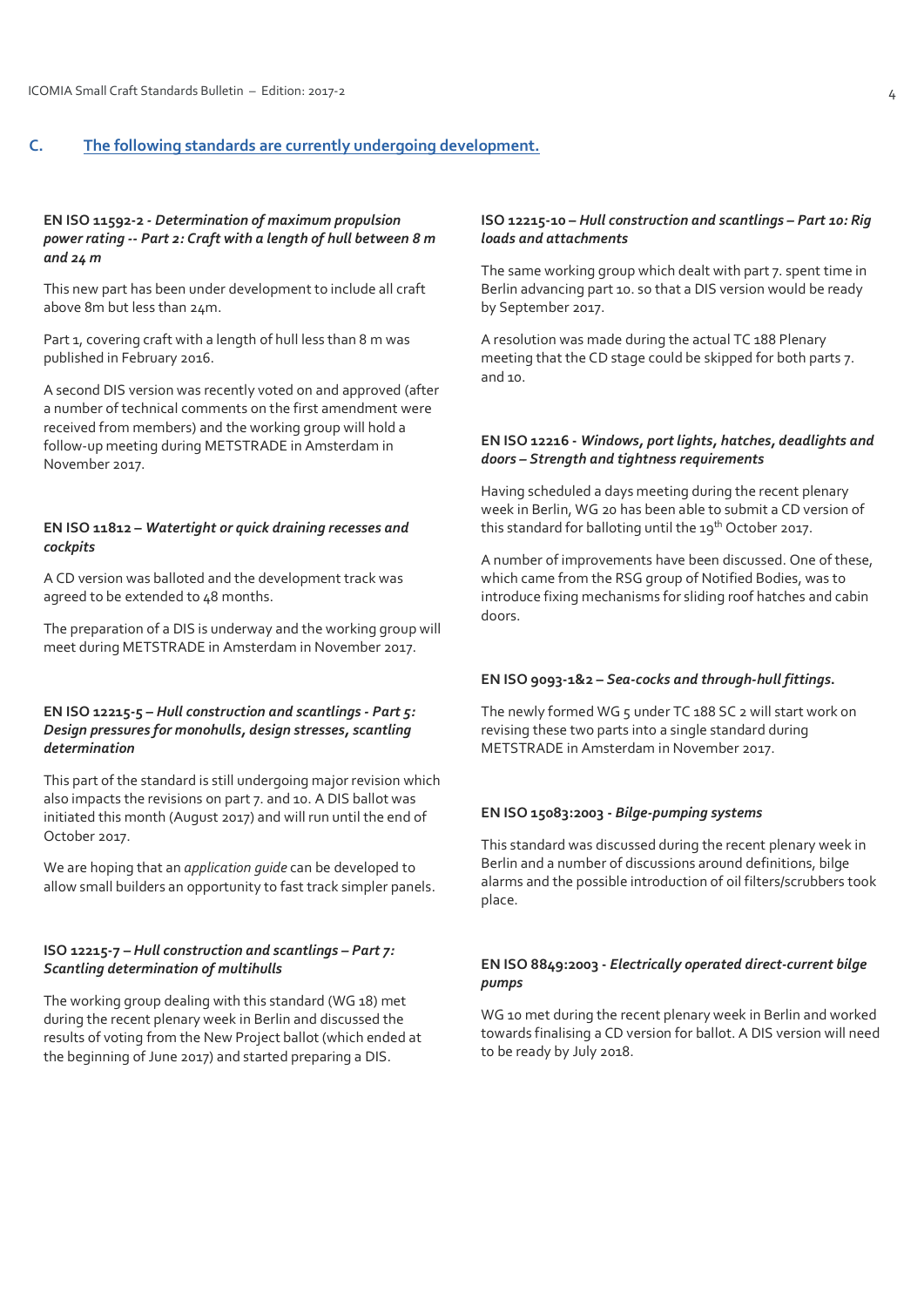## C. The following standards are currently undergoing development.

**EN ISO 11592-2 - *Determination of maximum propulsion power rating -- Part 2: Craft with a length of hull between 8 m and 24 m***

This new part has been under development to include all craft above 8m but less than 24m.

Part 1, covering craft with a length of hull less than 8 m was published in February 2016.

A second DIS version was recently voted on and approved (after a number of technical comments on the first amendment were received from members) and the working group will hold a follow-up meeting during METSTRADE in Amsterdam in November 2017.

**EN ISO 11812 – *Watertight or quick draining recesses and cockpits***

A CD version was balloted and the development track was agreed to be extended to 48 months.

The preparation of a DIS is underway and the working group will meet during METSTRADE in Amsterdam in November 2017.

**EN ISO 12215-5 – *Hull construction and scantlings - Part 5: Design pressures for monohulls, design stresses, scantling determination***

This part of the standard is still undergoing major revision which also impacts the revisions on part 7. and 10. A DIS ballot was initiated this month (August 2017) and will run until the end of October 2017.

We are hoping that an *application guide* can be developed to allow small builders an opportunity to fast track simpler panels.

**ISO 12215-7 – *Hull construction and scantlings – Part 7: Scantling determination of multihulls***

The working group dealing with this standard (WG 18) met during the recent plenary week in Berlin and discussed the results of voting from the New Project ballot (which ended at the beginning of June 2017) and started preparing a DIS.

**ISO 12215-10 – *Hull construction and scantlings – Part 10: Rig loads and attachments***

The same working group which dealt with part 7. spent time in Berlin advancing part 10. so that a DIS version would be ready by September 2017.

A resolution was made during the actual TC 188 Plenary meeting that the CD stage could be skipped for both parts 7. and 10.

**EN ISO 12216 - *Windows, port lights, hatches, deadlights and doors – Strength and tightness requirements***

Having scheduled a days meeting during the recent plenary week in Berlin, WG 20 has been able to submit a CD version of this standard for balloting until the 19th October 2017.

A number of improvements have been discussed. One of these, which came from the RSG group of Notified Bodies, was to introduce fixing mechanisms for sliding roof hatches and cabin doors.

**EN ISO 9093-1&2 – *Sea-cocks and through-hull fittings.***

The newly formed WG 5 under TC 188 SC 2 will start work on revising these two parts into a single standard during METSTRADE in Amsterdam in November 2017.

**EN ISO 15083:2003 - *Bilge-pumping systems***

This standard was discussed during the recent plenary week in Berlin and a number of discussions around definitions, bilge alarms and the possible introduction of oil filters/scrubbers took place.

**EN ISO 8849:2003 - *Electrically operated direct-current bilge pumps***

WG 10 met during the recent plenary week in Berlin and worked towards finalising a CD version for ballot. A DIS version will need to be ready by July 2018.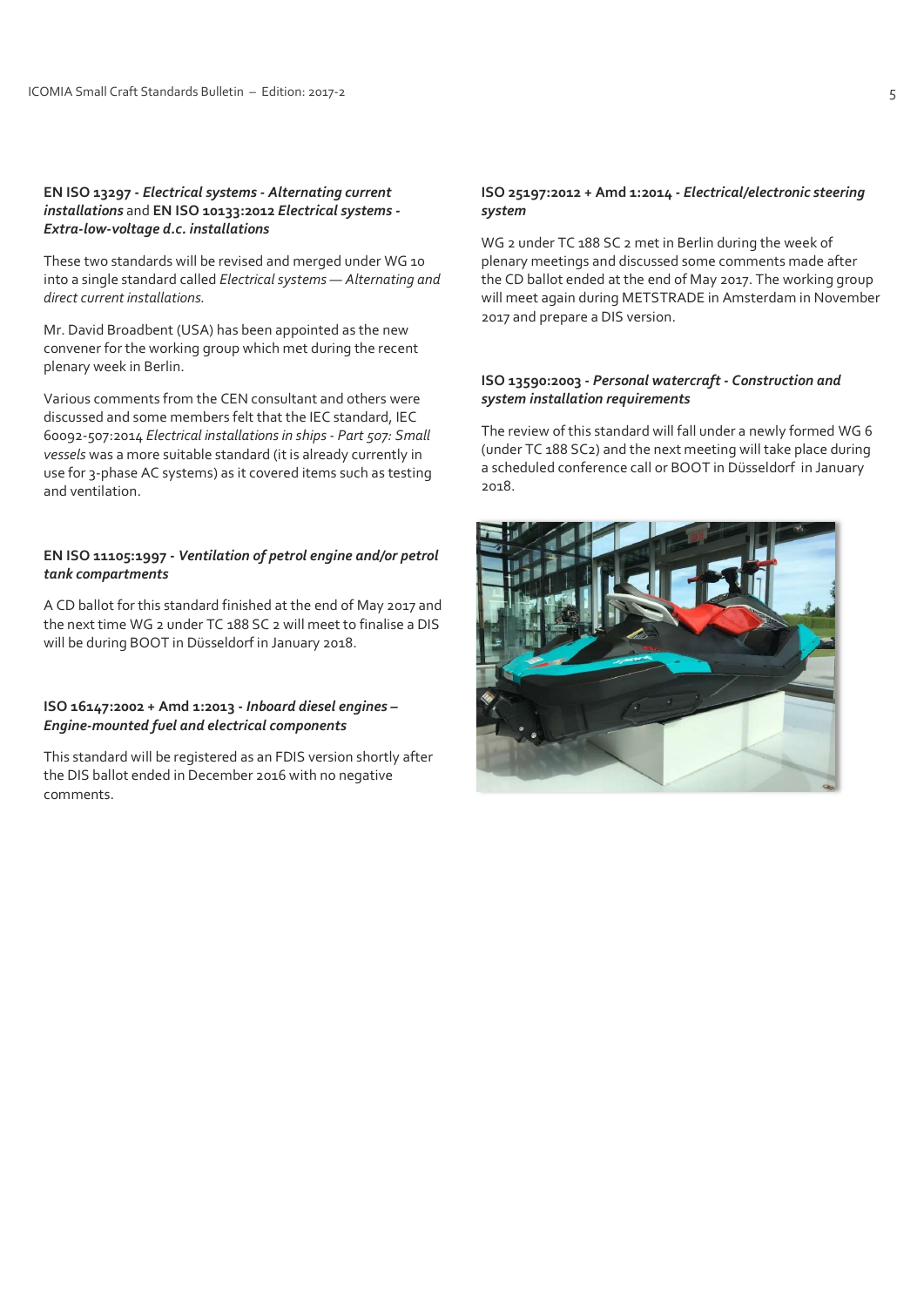**EN ISO 13297 - *Electrical systems - Alternating current installations*** and **EN ISO 10133:2012 *Electrical systems - Extra-low-voltage d.c. installations***

These two standards will be revised and merged under WG 10 into a single standard called *Electrical systems — Alternating and direct current installations.*

Mr. David Broadbent (USA) has been appointed as the new convener for the working group which met during the recent plenary week in Berlin.

Various comments from the CEN consultant and others were discussed and some members felt that the IEC standard, IEC 60092-507:2014 *Electrical installations in ships - Part 507: Small vessels* was a more suitable standard (it is already currently in use for 3-phase AC systems) as it covered items such as testing and ventilation.

**EN ISO 11105:1997 - *Ventilation of petrol engine and/or petrol tank compartments***

A CD ballot for this standard finished at the end of May 2017 and the next time WG 2 under TC 188 SC 2 will meet to finalise a DIS will be during BOOT in Düsseldorf in January 2018.

**ISO 16147:2002 + Amd 1:2013 - *Inboard diesel engines – Engine-mounted fuel and electrical components***

This standard will be registered as an FDIS version shortly after the DIS ballot ended in December 2016 with no negative comments.

**ISO 25197:2012 + Amd 1:2014 - *Electrical/electronic steering system***

WG 2 under TC 188 SC 2 met in Berlin during the week of plenary meetings and discussed some comments made after the CD ballot ended at the end of May 2017. The working group will meet again during METSTRADE in Amsterdam in November 2017 and prepare a DIS version.

**ISO 13590:2003 - *Personal watercraft - Construction and system installation requirements***

The review of this standard will fall under a newly formed WG 6 (under TC 188 SC2) and the next meeting will take place during a scheduled conference call or BOOT in Düsseldorf in January 2018.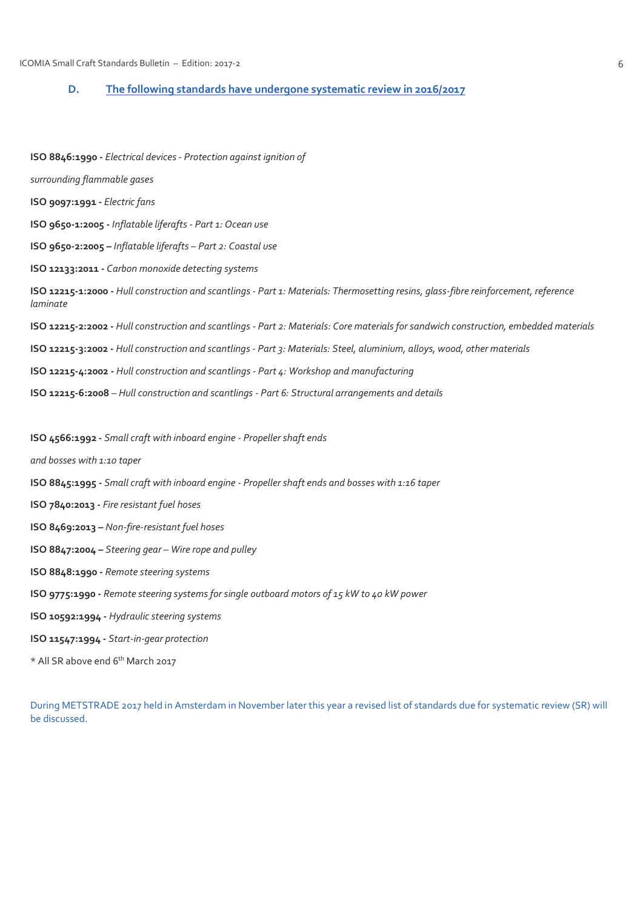## D. The following standards have undergone systematic review in 2016/2017

**ISO 8846:1990 -** *Electrical devices - Protection against ignition of surrounding flammable gases*

**ISO 9097:1991 -** *Electric fans*

**ISO 9650-1:2005 -** *Inflatable liferafts - Part 1: Ocean use*

**ISO 9650-2:2005 –** *Inflatable liferafts – Part 2: Coastal use*

**ISO 12133:2011 -** *Carbon monoxide detecting systems*

**ISO 12215-1:2000 -** *Hull construction and scantlings - Part 1: Materials: Thermosetting resins, glass-fibre reinforcement, reference laminate*

**ISO 12215-2:2002 -** *Hull construction and scantlings - Part 2: Materials: Core materials for sandwich construction, embedded materials*

**ISO 12215-3:2002 -** *Hull construction and scantlings - Part 3: Materials: Steel, aluminium, alloys, wood, other materials*

**ISO 12215-4:2002 -** *Hull construction and scantlings - Part 4: Workshop and manufacturing*

**ISO 12215-6:2008** – *Hull construction and scantlings - Part 6: Structural arrangements and details*

**ISO 4566:1992 -** *Small craft with inboard engine - Propeller shaft ends and bosses with 1:10 taper*

**ISO 8845:1995 -** *Small craft with inboard engine - Propeller shaft ends and bosses with 1:16 taper*

**ISO 7840:2013 -** *Fire resistant fuel hoses*

**ISO 8469:2013 –** *Non-fire-resistant fuel hoses*

**ISO 8847:2004 –** *Steering gear – Wire rope and pulley*

**ISO 8848:1990 -** *Remote steering systems*

**ISO 9775:1990 -** *Remote steering systems for single outboard motors of 15 kW to 40 kW power*

**ISO 10592:1994 -** *Hydraulic steering systems*

**ISO 11547:1994 -** *Start-in-gear protection*

* All SR above end 6th March 2017

During METSTRADE 2017 held in Amsterdam in November later this year a revised list of standards due for systematic review (SR) will be discussed.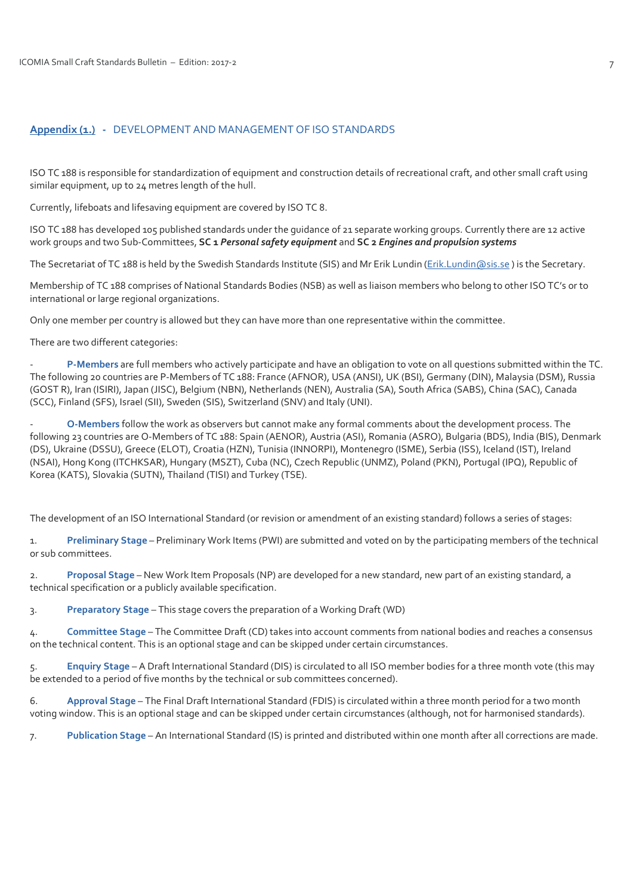## Appendix (1.) - DEVELOPMENT AND MANAGEMENT OF ISO STANDARDS

ISO TC 188 is responsible for standardization of equipment and construction details of recreational craft, and other small craft using similar equipment, up to 24 metres length of the hull.

Currently, lifeboats and lifesaving equipment are covered by ISO TC 8.

ISO TC 188 has developed 105 published standards under the guidance of 21 separate working groups. Currently there are 12 active work groups and two Sub-Committees, **SC 1 *Personal safety equipment*** and **SC 2 *Engines and propulsion systems***

The Secretariat of TC 188 is held by the Swedish Standards Institute (SIS) and Mr Erik Lundin (Erik.Lundin@sis.se ) is the Secretary.

Membership of TC 188 comprises of National Standards Bodies (NSB) as well as liaison members who belong to other ISO TC's or to international or large regional organizations.

Only one member per country is allowed but they can have more than one representative within the committee.

There are two different categories:

- **P-Members** are full members who actively participate and have an obligation to vote on all questions submitted within the TC. The following 20 countries are P-Members of TC 188: France (AFNOR), USA (ANSI), UK (BSI), Germany (DIN), Malaysia (DSM), Russia (GOST R), Iran (ISIRI), Japan (JISC), Belgium (NBN), Netherlands (NEN), Australia (SA), South Africa (SABS), China (SAC), Canada (SCC), Finland (SFS), Israel (SII), Sweden (SIS), Switzerland (SNV) and Italy (UNI).

- **O-Members** follow the work as observers but cannot make any formal comments about the development process. The following 23 countries are O-Members of TC 188: Spain (AENOR), Austria (ASI), Romania (ASRO), Bulgaria (BDS), India (BIS), Denmark (DS), Ukraine (DSSU), Greece (ELOT), Croatia (HZN), Tunisia (INNORPI), Montenegro (ISME), Serbia (ISS), Iceland (IST), Ireland (NSAI), Hong Kong (ITCHKSAR), Hungary (MSZT), Cuba (NC), Czech Republic (UNMZ), Poland (PKN), Portugal (IPQ), Republic of Korea (KATS), Slovakia (SUTN), Thailand (TISI) and Turkey (TSE).

The development of an ISO International Standard (or revision or amendment of an existing standard) follows a series of stages:

1. **Preliminary Stage** – Preliminary Work Items (PWI) are submitted and voted on by the participating members of the technical or sub committees.

2. **Proposal Stage** – New Work Item Proposals (NP) are developed for a new standard, new part of an existing standard, a technical specification or a publicly available specification.

3. **Preparatory Stage** – This stage covers the preparation of a Working Draft (WD)

4. **Committee Stage** – The Committee Draft (CD) takes into account comments from national bodies and reaches a consensus on the technical content. This is an optional stage and can be skipped under certain circumstances.

5. **Enquiry Stage** – A Draft International Standard (DIS) is circulated to all ISO member bodies for a three month vote (this may be extended to a period of five months by the technical or sub committees concerned).

6. **Approval Stage** – The Final Draft International Standard (FDIS) is circulated within a three month period for a two month voting window. This is an optional stage and can be skipped under certain circumstances (although, not for harmonised standards).

7. **Publication Stage** – An International Standard (IS) is printed and distributed within one month after all corrections are made.